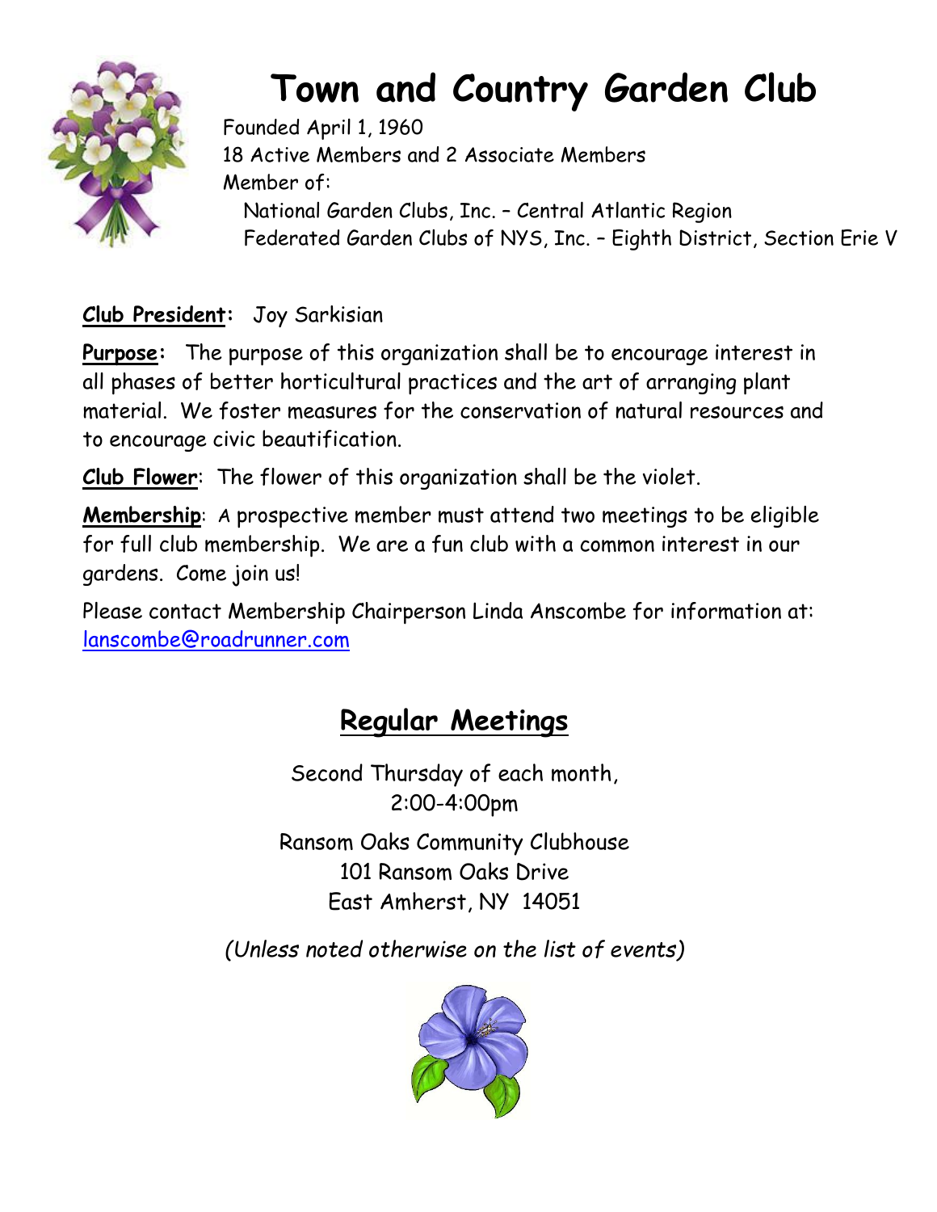# Town and Country Garden Club

Founded April 1, 1960
18 Active Members and 2 Associate Members
Member of:
National Garden Clubs, Inc. – Central Atlantic Region
Federated Garden Clubs of NYS, Inc. – Eighth District, Section Erie V

**Club President:** Joy Sarkisian

**Purpose:** The purpose of this organization shall be to encourage interest in all phases of better horticultural practices and the art of arranging plant material. We foster measures for the conservation of natural resources and to encourage civic beautification.

**Club Flower**: The flower of this organization shall be the violet.

**Membership**: A prospective member must attend two meetings to be eligible for full club membership. We are a fun club with a common interest in our gardens. Come join us!

Please contact Membership Chairperson Linda Anscombe for information at: lanscombe@roadrunner.com

## Regular Meetings

Second Thursday of each month,
2:00-4:00pm

Ransom Oaks Community Clubhouse
101 Ransom Oaks Drive
East Amherst, NY 14051

*(Unless noted otherwise on the list of events)*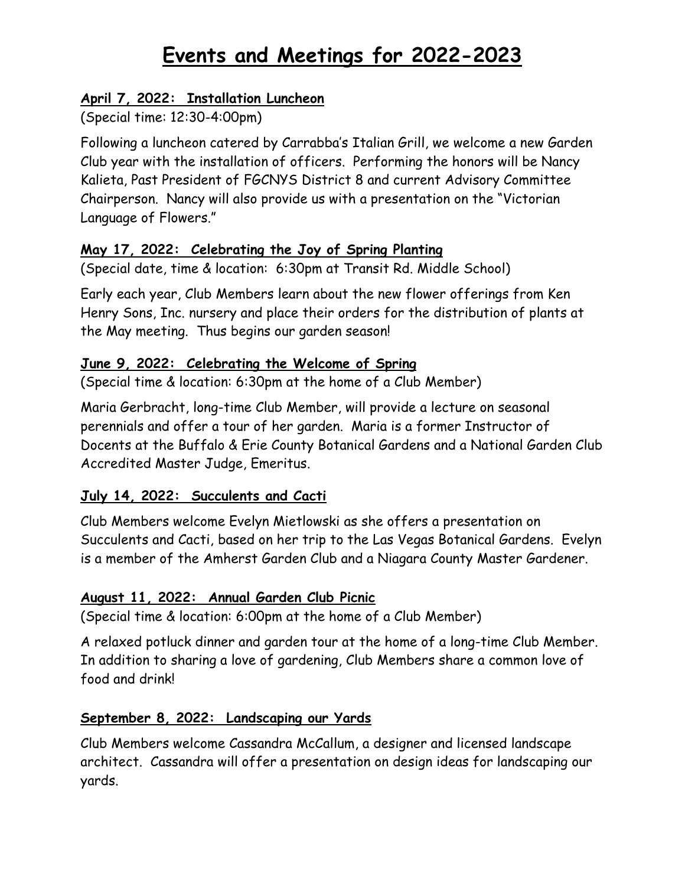# Events and Meetings for 2022-2023

**April 7, 2022: Installation Luncheon**

(Special time: 12:30-4:00pm)

Following a luncheon catered by Carrabba's Italian Grill, we welcome a new Garden Club year with the installation of officers. Performing the honors will be Nancy Kalieta, Past President of FGCNYS District 8 and current Advisory Committee Chairperson. Nancy will also provide us with a presentation on the "Victorian Language of Flowers."

**May 17, 2022: Celebrating the Joy of Spring Planting**

(Special date, time & location: 6:30pm at Transit Rd. Middle School)

Early each year, Club Members learn about the new flower offerings from Ken Henry Sons, Inc. nursery and place their orders for the distribution of plants at the May meeting. Thus begins our garden season!

**June 9, 2022: Celebrating the Welcome of Spring**

(Special time & location: 6:30pm at the home of a Club Member)

Maria Gerbracht, long-time Club Member, will provide a lecture on seasonal perennials and offer a tour of her garden. Maria is a former Instructor of Docents at the Buffalo & Erie County Botanical Gardens and a National Garden Club Accredited Master Judge, Emeritus.

**July 14, 2022: Succulents and Cacti**

Club Members welcome Evelyn Mietlowski as she offers a presentation on Succulents and Cacti, based on her trip to the Las Vegas Botanical Gardens. Evelyn is a member of the Amherst Garden Club and a Niagara County Master Gardener.

**August 11, 2022: Annual Garden Club Picnic**

(Special time & location: 6:00pm at the home of a Club Member)

A relaxed potluck dinner and garden tour at the home of a long-time Club Member. In addition to sharing a love of gardening, Club Members share a common love of food and drink!

**September 8, 2022: Landscaping our Yards**

Club Members welcome Cassandra McCallum, a designer and licensed landscape architect. Cassandra will offer a presentation on design ideas for landscaping our yards.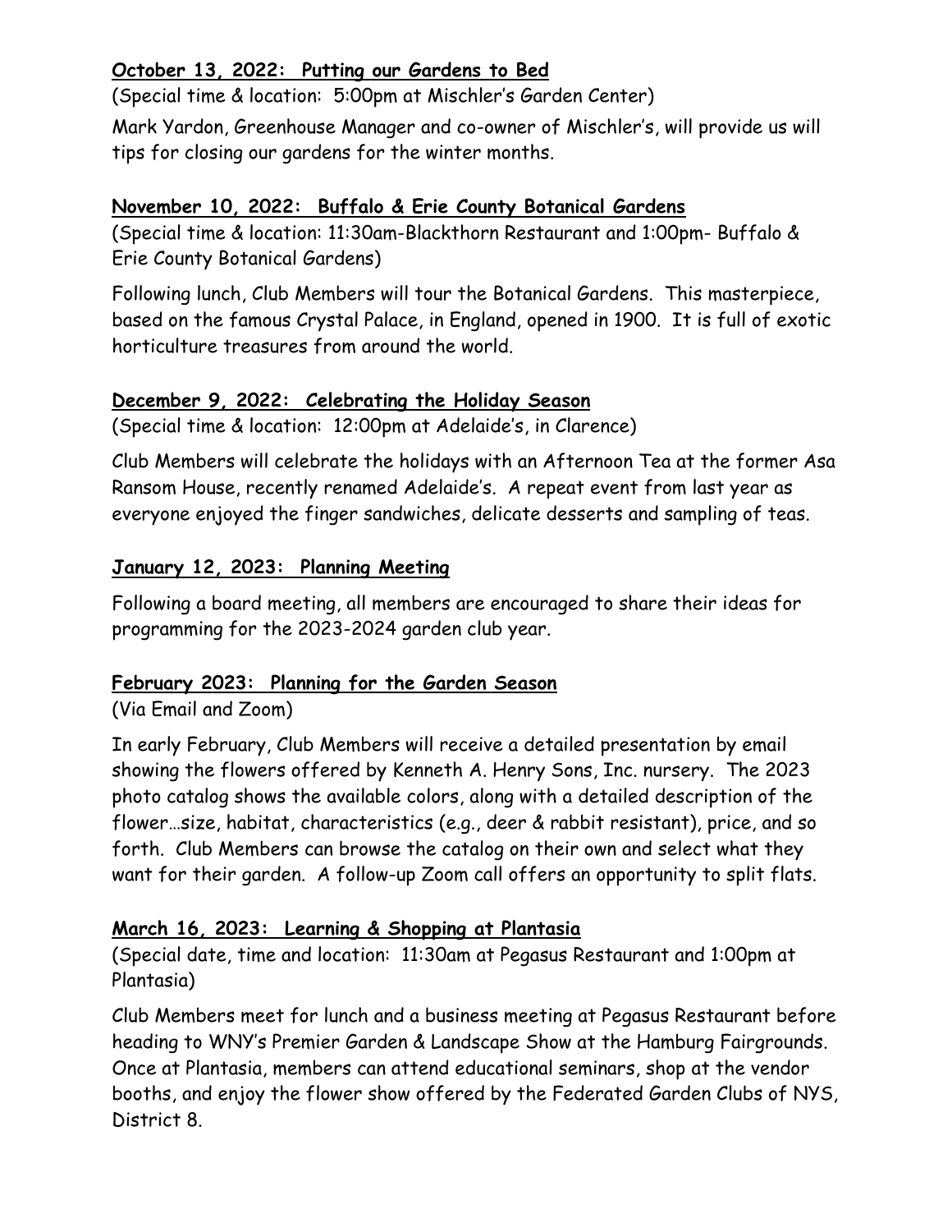**<u>October 13, 2022: Putting our Gardens to Bed</u>**

(Special time & location: 5:00pm at Mischler's Garden Center)

Mark Yardon, Greenhouse Manager and co-owner of Mischler's, will provide us will tips for closing our gardens for the winter months.

**<u>November 10, 2022: Buffalo & Erie County Botanical Gardens</u>**

(Special time & location: 11:30am-Blackthorn Restaurant and 1:00pm- Buffalo & Erie County Botanical Gardens)

Following lunch, Club Members will tour the Botanical Gardens. This masterpiece, based on the famous Crystal Palace, in England, opened in 1900. It is full of exotic horticulture treasures from around the world.

**<u>December 9, 2022: Celebrating the Holiday Season</u>**

(Special time & location: 12:00pm at Adelaide's, in Clarence)

Club Members will celebrate the holidays with an Afternoon Tea at the former Asa Ransom House, recently renamed Adelaide's. A repeat event from last year as everyone enjoyed the finger sandwiches, delicate desserts and sampling of teas.

**<u>January 12, 2023: Planning Meeting</u>**

Following a board meeting, all members are encouraged to share their ideas for programming for the 2023-2024 garden club year.

**<u>February 2023: Planning for the Garden Season</u>**

(Via Email and Zoom)

In early February, Club Members will receive a detailed presentation by email showing the flowers offered by Kenneth A. Henry Sons, Inc. nursery. The 2023 photo catalog shows the available colors, along with a detailed description of the flower…size, habitat, characteristics (e.g., deer & rabbit resistant), price, and so forth. Club Members can browse the catalog on their own and select what they want for their garden. A follow-up Zoom call offers an opportunity to split flats.

**<u>March 16, 2023: Learning & Shopping at Plantasia</u>**

(Special date, time and location: 11:30am at Pegasus Restaurant and 1:00pm at Plantasia)

Club Members meet for lunch and a business meeting at Pegasus Restaurant before heading to WNY's Premier Garden & Landscape Show at the Hamburg Fairgrounds. Once at Plantasia, members can attend educational seminars, shop at the vendor booths, and enjoy the flower show offered by the Federated Garden Clubs of NYS, District 8.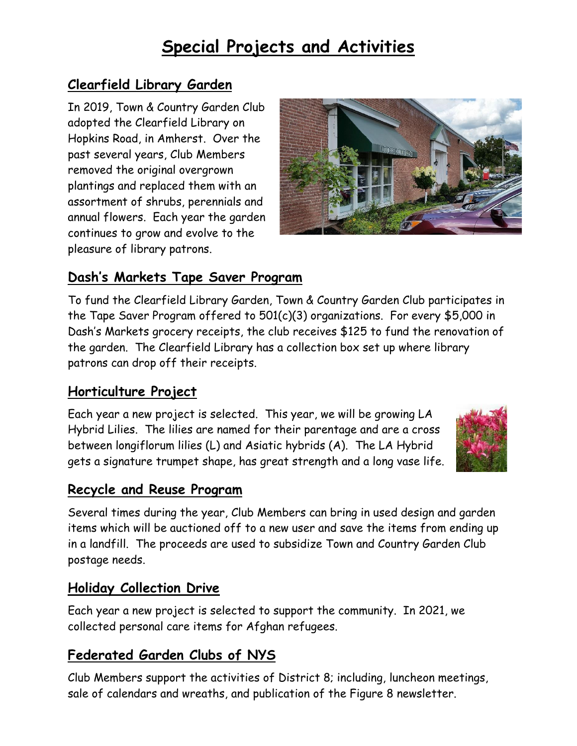# Special Projects and Activities

## Clearfield Library Garden

In 2019, Town & Country Garden Club adopted the Clearfield Library on Hopkins Road, in Amherst. Over the past several years, Club Members removed the original overgrown plantings and replaced them with an assortment of shrubs, perennials and annual flowers. Each year the garden continues to grow and evolve to the pleasure of library patrons.

## Dash's Markets Tape Saver Program

To fund the Clearfield Library Garden, Town & Country Garden Club participates in the Tape Saver Program offered to 501(c)(3) organizations. For every $5,000 in Dash's Markets grocery receipts, the club receives $125 to fund the renovation of the garden. The Clearfield Library has a collection box set up where library patrons can drop off their receipts.

## Horticulture Project

Each year a new project is selected. This year, we will be growing LA Hybrid Lilies. The lilies are named for their parentage and are a cross between longiflorum lilies (L) and Asiatic hybrids (A). The LA Hybrid gets a signature trumpet shape, has great strength and a long vase life.

## Recycle and Reuse Program

Several times during the year, Club Members can bring in used design and garden items which will be auctioned off to a new user and save the items from ending up in a landfill. The proceeds are used to subsidize Town and Country Garden Club postage needs.

## Holiday Collection Drive

Each year a new project is selected to support the community. In 2021, we collected personal care items for Afghan refugees.

## Federated Garden Clubs of NYS

Club Members support the activities of District 8; including, luncheon meetings, sale of calendars and wreaths, and publication of the Figure 8 newsletter.